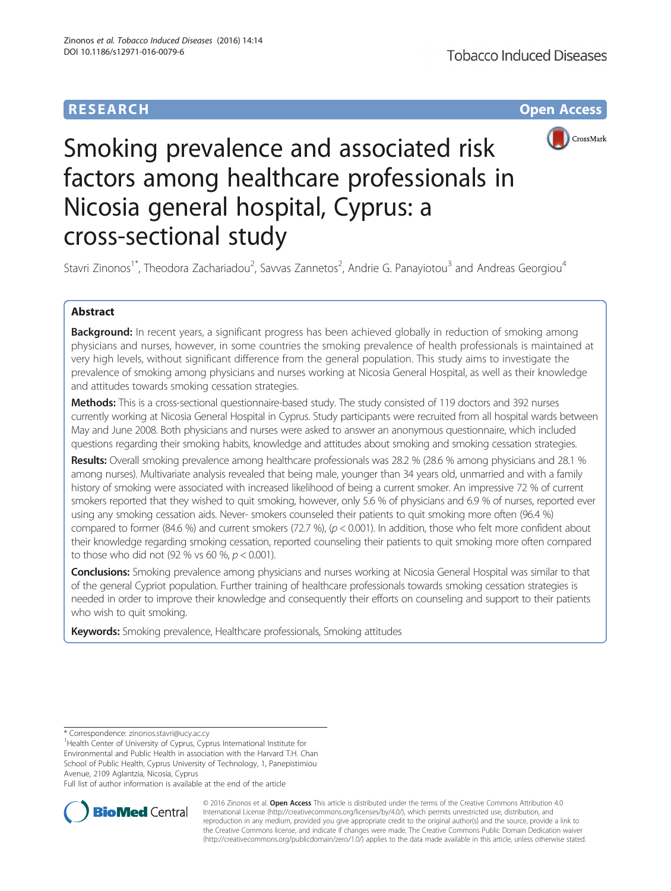RESEARCH Open Access

# Smoking prevalence and associated risk factors among healthcare professionals in Nicosia general hospital, Cyprus: a cross-sectional study

Stavri Zinonos[1*], Theodora Zachariadou[2], Savvas Zannetos[2], Andrie G. Panayiotou[3] and Andreas Georgiou[4]

## Abstract

**Background:** In recent years, a significant progress has been achieved globally in reduction of smoking among physicians and nurses, however, in some countries the smoking prevalence of health professionals is maintained at very high levels, without significant difference from the general population. This study aims to investigate the prevalence of smoking among physicians and nurses working at Nicosia General Hospital, as well as their knowledge and attitudes towards smoking cessation strategies.

**Methods:** This is a cross-sectional questionnaire-based study. The study consisted of 119 doctors and 392 nurses currently working at Nicosia General Hospital in Cyprus. Study participants were recruited from all hospital wards between May and June 2008. Both physicians and nurses were asked to answer an anonymous questionnaire, which included questions regarding their smoking habits, knowledge and attitudes about smoking and smoking cessation strategies.

**Results:** Overall smoking prevalence among healthcare professionals was 28.2 % (28.6 % among physicians and 28.1 % among nurses). Multivariate analysis revealed that being male, younger than 34 years old, unmarried and with a family history of smoking were associated with increased likelihood of being a current smoker. An impressive 72 % of current smokers reported that they wished to quit smoking, however, only 5.6 % of physicians and 6.9 % of nurses, reported ever using any smoking cessation aids. Never- smokers counseled their patients to quit smoking more often (96.4 %) compared to former (84.6 %) and current smokers (72.7 %), ($p < 0.001$). In addition, those who felt more confident about their knowledge regarding smoking cessation, reported counseling their patients to quit smoking more often compared to those who did not (92 % vs 60 %, $p < 0.001$).

**Conclusions:** Smoking prevalence among physicians and nurses working at Nicosia General Hospital was similar to that of the general Cypriot population. Further training of healthcare professionals towards smoking cessation strategies is needed in order to improve their knowledge and consequently their efforts on counseling and support to their patients who wish to quit smoking.

**Keywords:** Smoking prevalence, Healthcare professionals, Smoking attitudes

\* Correspondence: zinonos.stavri@ucy.ac.cy

[1]Health Center of University of Cyprus, Cyprus International Institute for Environmental and Public Health in association with the Harvard T.H. Chan School of Public Health, Cyprus University of Technology, 1, Panepistimiou Avenue, 2109 Aglantzia, Nicosia, Cyprus

Full list of author information is available at the end of the article

© 2016 Zinonos et al. **Open Access** This article is distributed under the terms of the Creative Commons Attribution 4.0 International License (http://creativecommons.org/licenses/by/4.0/), which permits unrestricted use, distribution, and reproduction in any medium, provided you give appropriate credit to the original author(s) and the source, provide a link to the Creative Commons license, and indicate if changes were made. The Creative Commons Public Domain Dedication waiver (http://creativecommons.org/publicdomain/zero/1.0/) applies to the data made available in this article, unless otherwise stated.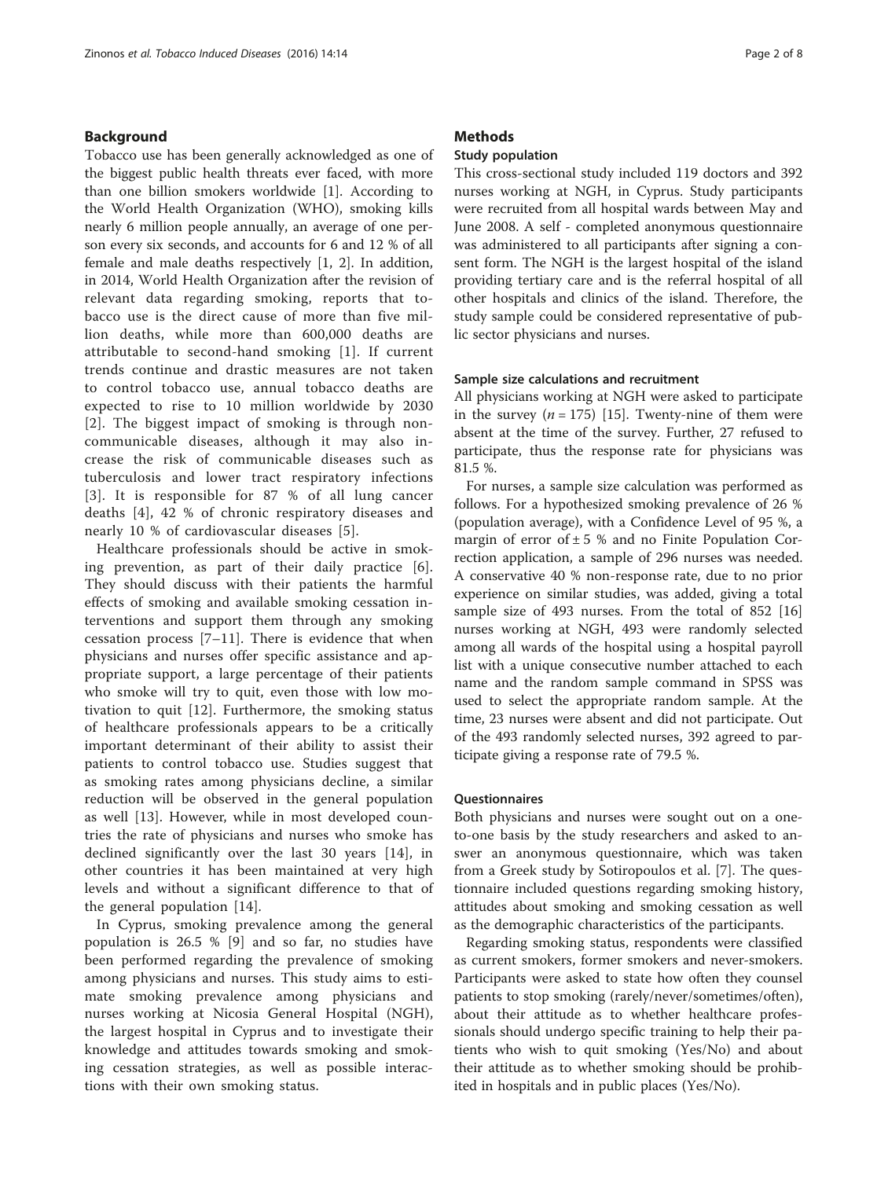## Background

Tobacco use has been generally acknowledged as one of the biggest public health threats ever faced, with more than one billion smokers worldwide [1]. According to the World Health Organization (WHO), smoking kills nearly 6 million people annually, an average of one person every six seconds, and accounts for 6 and 12 % of all female and male deaths respectively [1, 2]. In addition, in 2014, World Health Organization after the revision of relevant data regarding smoking, reports that tobacco use is the direct cause of more than five million deaths, while more than 600,000 deaths are attributable to second-hand smoking [1]. If current trends continue and drastic measures are not taken to control tobacco use, annual tobacco deaths are expected to rise to 10 million worldwide by 2030 [2]. The biggest impact of smoking is through non-communicable diseases, although it may also increase the risk of communicable diseases such as tuberculosis and lower tract respiratory infections [3]. It is responsible for 87 % of all lung cancer deaths [4], 42 % of chronic respiratory diseases and nearly 10 % of cardiovascular diseases [5].

Healthcare professionals should be active in smoking prevention, as part of their daily practice [6]. They should discuss with their patients the harmful effects of smoking and available smoking cessation interventions and support them through any smoking cessation process [7–11]. There is evidence that when physicians and nurses offer specific assistance and appropriate support, a large percentage of their patients who smoke will try to quit, even those with low motivation to quit [12]. Furthermore, the smoking status of healthcare professionals appears to be a critically important determinant of their ability to assist their patients to control tobacco use. Studies suggest that as smoking rates among physicians decline, a similar reduction will be observed in the general population as well [13]. However, while in most developed countries the rate of physicians and nurses who smoke has declined significantly over the last 30 years [14], in other countries it has been maintained at very high levels and without a significant difference to that of the general population [14].

In Cyprus, smoking prevalence among the general population is 26.5 % [9] and so far, no studies have been performed regarding the prevalence of smoking among physicians and nurses. This study aims to estimate smoking prevalence among physicians and nurses working at Nicosia General Hospital (NGH), the largest hospital in Cyprus and to investigate their knowledge and attitudes towards smoking and smoking cessation strategies, as well as possible interactions with their own smoking status.

## Methods

### Study population

This cross-sectional study included 119 doctors and 392 nurses working at NGH, in Cyprus. Study participants were recruited from all hospital wards between May and June 2008. A self - completed anonymous questionnaire was administered to all participants after signing a consent form. The NGH is the largest hospital of the island providing tertiary care and is the referral hospital of all other hospitals and clinics of the island. Therefore, the study sample could be considered representative of public sector physicians and nurses.

### Sample size calculations and recruitment

All physicians working at NGH were asked to participate in the survey ($n = 175$) [15]. Twenty-nine of them were absent at the time of the survey. Further, 27 refused to participate, thus the response rate for physicians was 81.5 %.

For nurses, a sample size calculation was performed as follows. For a hypothesized smoking prevalence of 26 % (population average), with a Confidence Level of 95 %, a margin of error of ± 5 % and no Finite Population Correction application, a sample of 296 nurses was needed. A conservative 40 % non-response rate, due to no prior experience on similar studies, was added, giving a total sample size of 493 nurses. From the total of 852 [16] nurses working at NGH, 493 were randomly selected among all wards of the hospital using a hospital payroll list with a unique consecutive number attached to each name and the random sample command in SPSS was used to select the appropriate random sample. At the time, 23 nurses were absent and did not participate. Out of the 493 randomly selected nurses, 392 agreed to participate giving a response rate of 79.5 %.

### Questionnaires

Both physicians and nurses were sought out on a one-to-one basis by the study researchers and asked to answer an anonymous questionnaire, which was taken from a Greek study by Sotiropoulos et al. [7]. The questionnaire included questions regarding smoking history, attitudes about smoking and smoking cessation as well as the demographic characteristics of the participants.

Regarding smoking status, respondents were classified as current smokers, former smokers and never-smokers. Participants were asked to state how often they counsel patients to stop smoking (rarely/never/sometimes/often), about their attitude as to whether healthcare professionals should undergo specific training to help their patients who wish to quit smoking (Yes/No) and about their attitude as to whether smoking should be prohibited in hospitals and in public places (Yes/No).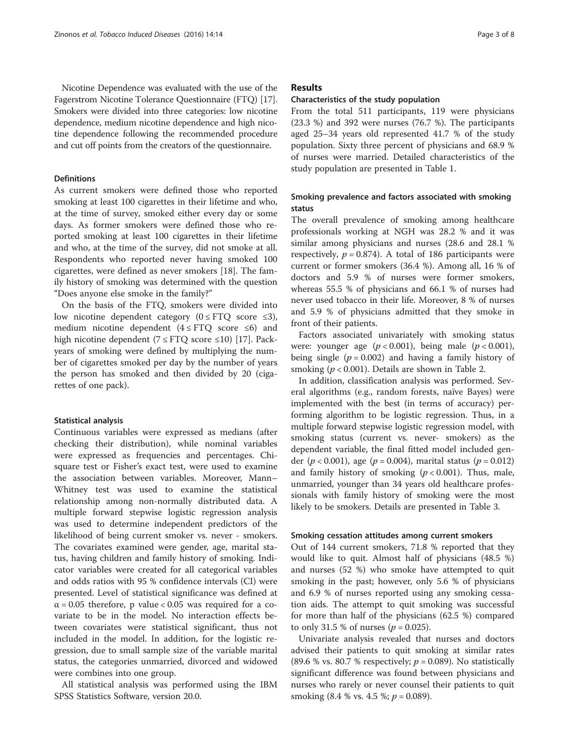Nicotine Dependence was evaluated with the use of the Fagerstrom Nicotine Tolerance Questionnaire (FTQ) [17]. Smokers were divided into three categories: low nicotine dependence, medium nicotine dependence and high nicotine dependence following the recommended procedure and cut off points from the creators of the questionnaire.

### Definitions

As current smokers were defined those who reported smoking at least 100 cigarettes in their lifetime and who, at the time of survey, smoked either every day or some days. As former smokers were defined those who reported smoking at least 100 cigarettes in their lifetime and who, at the time of the survey, did not smoke at all. Respondents who reported never having smoked 100 cigarettes, were defined as never smokers [18]. The family history of smoking was determined with the question "Does anyone else smoke in the family?"

On the basis of the FTQ, smokers were divided into low nicotine dependent category ($0 \leq$ FTQ score $\leq 3$), medium nicotine dependent ($4 \leq$ FTQ score $\leq 6$) and high nicotine dependent ($7 \leq$ FTQ score $\leq 10$) [17]. Pack-years of smoking were defined by multiplying the number of cigarettes smoked per day by the number of years the person has smoked and then divided by 20 (cigarettes of one pack).

### Statistical analysis

Continuous variables were expressed as medians (after checking their distribution), while nominal variables were expressed as frequencies and percentages. Chi-square test or Fisher's exact test, were used to examine the association between variables. Moreover, Mann–Whitney test was used to examine the statistical relationship among non-normally distributed data. A multiple forward stepwise logistic regression analysis was used to determine independent predictors of the likelihood of being current smoker vs. never - smokers. The covariates examined were gender, age, marital status, having children and family history of smoking. Indicator variables were created for all categorical variables and odds ratios with 95 % confidence intervals (CI) were presented. Level of statistical significance was defined at $\alpha = 0.05$ therefore, p value $< 0.05$ was required for a covariate to be in the model. No interaction effects between covariates were statistical significant, thus not included in the model. In addition, for the logistic regression, due to small sample size of the variable marital status, the categories unmarried, divorced and widowed were combines into one group.

All statistical analysis was performed using the IBM SPSS Statistics Software, version 20.0.

## Results

### Characteristics of the study population

From the total 511 participants, 119 were physicians (23.3 %) and 392 were nurses (76.7 %). The participants aged 25–34 years old represented 41.7 % of the study population. Sixty three percent of physicians and 68.9 % of nurses were married. Detailed characteristics of the study population are presented in Table 1.

### Smoking prevalence and factors associated with smoking status

The overall prevalence of smoking among healthcare professionals working at NGH was 28.2 % and it was similar among physicians and nurses (28.6 and 28.1 % respectively, $p = 0.874$). A total of 186 participants were current or former smokers (36.4 %). Among all, 16 % of doctors and 5.9 % of nurses were former smokers, whereas 55.5 % of physicians and 66.1 % of nurses had never used tobacco in their life. Moreover, 8 % of nurses and 5.9 % of physicians admitted that they smoke in front of their patients.

Factors associated univariately with smoking status were: younger age ($p < 0.001$), being male ($p < 0.001$), being single ($p = 0.002$) and having a family history of smoking ($p < 0.001$). Details are shown in Table 2.

In addition, classification analysis was performed. Several algorithms (e.g., random forests, naïve Bayes) were implemented with the best (in terms of accuracy) performing algorithm to be logistic regression. Thus, in a multiple forward stepwise logistic regression model, with smoking status (current vs. never- smokers) as the dependent variable, the final fitted model included gender ($p < 0.001$), age ($p = 0.004$), marital status ($p = 0.012$) and family history of smoking ($p < 0.001$). Thus, male, unmarried, younger than 34 years old healthcare professionals with family history of smoking were the most likely to be smokers. Details are presented in Table 3.

### Smoking cessation attitudes among current smokers

Out of 144 current smokers, 71.8 % reported that they would like to quit. Almost half of physicians (48.5 %) and nurses (52 %) who smoke have attempted to quit smoking in the past; however, only 5.6 % of physicians and 6.9 % of nurses reported using any smoking cessation aids. The attempt to quit smoking was successful for more than half of the physicians (62.5 %) compared to only 31.5 % of nurses ($p = 0.025$).

Univariate analysis revealed that nurses and doctors advised their patients to quit smoking at similar rates (89.6 % vs. 80.7 % respectively; $p = 0.089$). No statistically significant difference was found between physicians and nurses who rarely or never counsel their patients to quit smoking (8.4 % vs. 4.5 %; $p = 0.089$).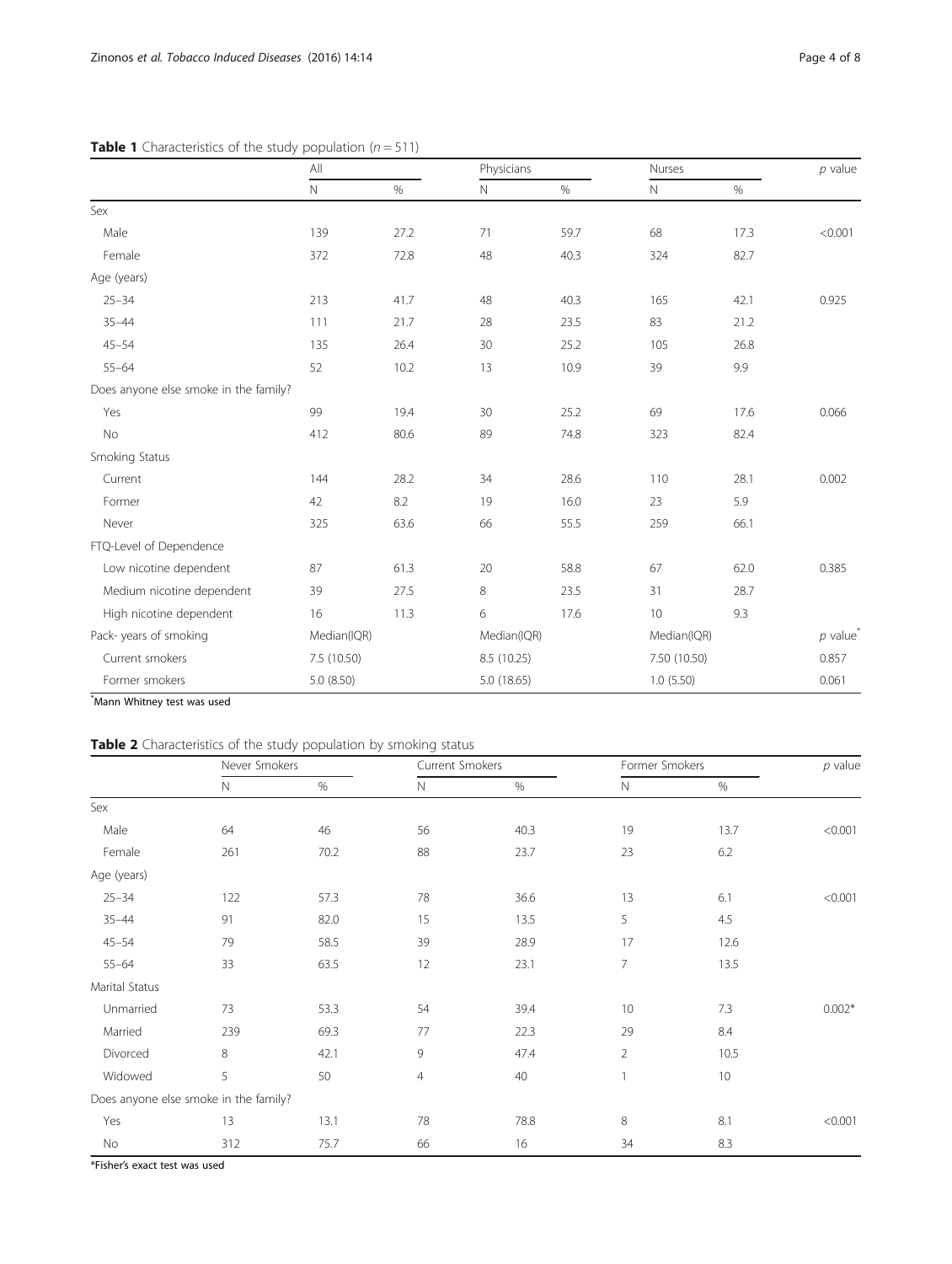**Table 1** Characteristics of the study population ($n = 511$)

| | All | | Physicians | | Nurses | | *p* value |
|---|---|---|---|---|---|---|---|
| | N | % | N | % | N | % | |
| Sex | | | | | | | |
| Male | 139 | 27.2 | 71 | 59.7 | 68 | 17.3 | <0.001 |
| Female | 372 | 72.8 | 48 | 40.3 | 324 | 82.7 | |
| Age (years) | | | | | | | |
| 25–34 | 213 | 41.7 | 48 | 40.3 | 165 | 42.1 | 0.925 |
| 35–44 | 111 | 21.7 | 28 | 23.5 | 83 | 21.2 | |
| 45–54 | 135 | 26.4 | 30 | 25.2 | 105 | 26.8 | |
| 55–64 | 52 | 10.2 | 13 | 10.9 | 39 | 9.9 | |
| Does anyone else smoke in the family? | | | | | | | |
| Yes | 99 | 19.4 | 30 | 25.2 | 69 | 17.6 | 0.066 |
| No | 412 | 80.6 | 89 | 74.8 | 323 | 82.4 | |
| Smoking Status | | | | | | | |
| Current | 144 | 28.2 | 34 | 28.6 | 110 | 28.1 | 0.002 |
| Former | 42 | 8.2 | 19 | 16.0 | 23 | 5.9 | |
| Never | 325 | 63.6 | 66 | 55.5 | 259 | 66.1 | |
| FTQ-Level of Dependence | | | | | | | |
| Low nicotine dependent | 87 | 61.3 | 20 | 58.8 | 67 | 62.0 | 0.385 |
| Medium nicotine dependent | 39 | 27.5 | 8 | 23.5 | 31 | 28.7 | |
| High nicotine dependent | 16 | 11.3 | 6 | 17.6 | 10 | 9.3 | |
| Pack- years of smoking | Median(IQR) | | Median(IQR) | | Median(IQR) | | *p* value* |
| Current smokers | 7.5 (10.50) | | 8.5 (10.25) | | 7.50 (10.50) | | 0.857 |
| Former smokers | 5.0 (8.50) | | 5.0 (18.65) | | 1.0 (5.50) | | 0.061 |

*Mann Whitney test was used

**Table 2** Characteristics of the study population by smoking status

| | Never Smokers | | Current Smokers | | Former Smokers | | *p* value |
|---|---|---|---|---|---|---|---|
| | N | % | N | % | N | % | |
| Sex | | | | | | | |
| Male | 64 | 46 | 56 | 40.3 | 19 | 13.7 | <0.001 |
| Female | 261 | 70.2 | 88 | 23.7 | 23 | 6.2 | |
| Age (years) | | | | | | | |
| 25–34 | 122 | 57.3 | 78 | 36.6 | 13 | 6.1 | <0.001 |
| 35–44 | 91 | 82.0 | 15 | 13.5 | 5 | 4.5 | |
| 45–54 | 79 | 58.5 | 39 | 28.9 | 17 | 12.6 | |
| 55–64 | 33 | 63.5 | 12 | 23.1 | 7 | 13.5 | |
| Marital Status | | | | | | | |
| Unmarried | 73 | 53.3 | 54 | 39.4 | 10 | 7.3 | 0.002* |
| Married | 239 | 69.3 | 77 | 22.3 | 29 | 8.4 | |
| Divorced | 8 | 42.1 | 9 | 47.4 | 2 | 10.5 | |
| Widowed | 5 | 50 | 4 | 40 | 1 | 10 | |
| Does anyone else smoke in the family? | | | | | | | |
| Yes | 13 | 13.1 | 78 | 78.8 | 8 | 8.1 | <0.001 |
| No | 312 | 75.7 | 66 | 16 | 34 | 8.3 | |

*Fisher's exact test was used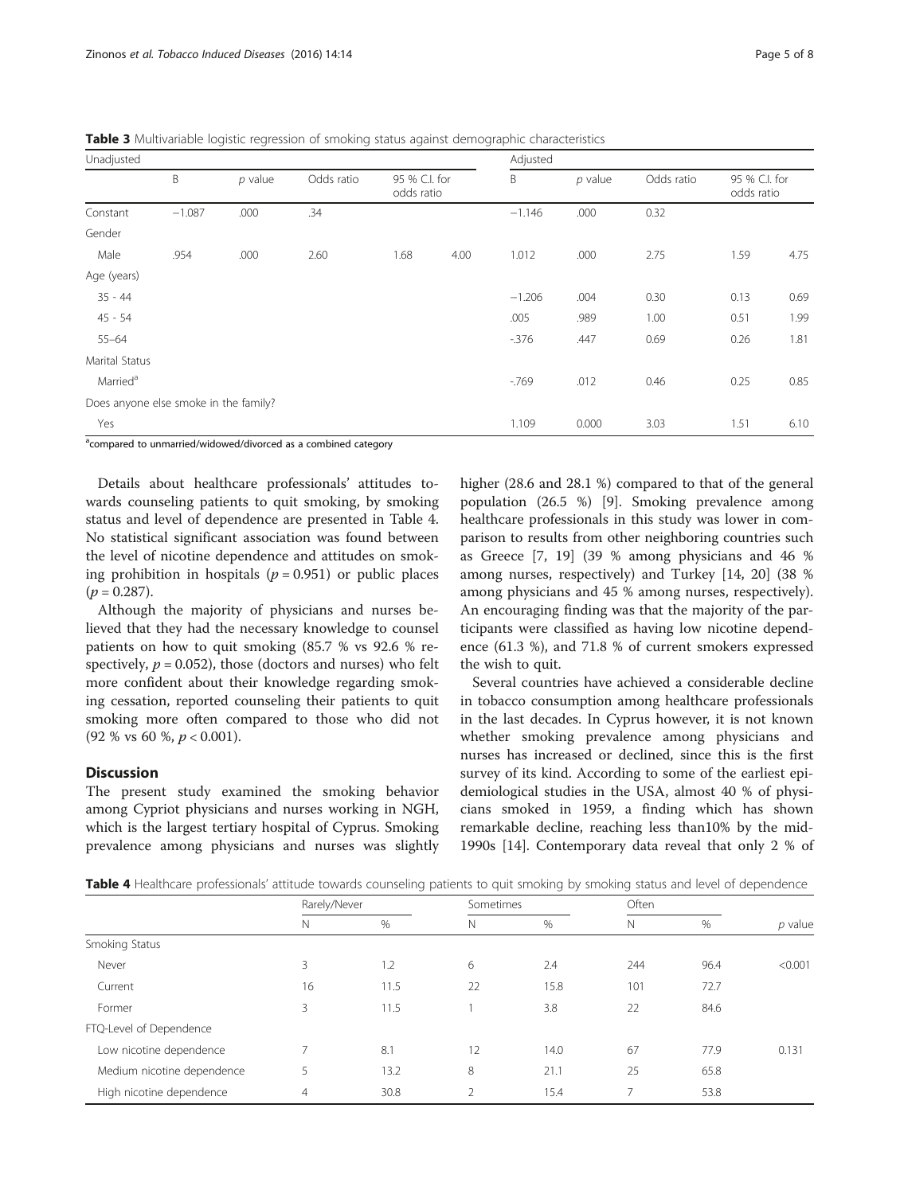**Table 3** Multivariable logistic regression of smoking status against demographic characteristics

| Unadjusted | | | | | | Adjusted | | | | |
|---|---|---|---|---|---|---|---|---|---|---|
| | B | *p* value | Odds ratio | 95 % C.I. for odds ratio | | B | *p* value | Odds ratio | 95 % C.I. for odds ratio | |
| Constant | −1.087 | .000 | .34 | | | −1.146 | .000 | 0.32 | | |
| Gender | | | | | | | | | | |
| Male | .954 | .000 | 2.60 | 1.68 | 4.00 | 1.012 | .000 | 2.75 | 1.59 | 4.75 |
| Age (years) | | | | | | | | | | |
| 35 - 44 | | | | | | −1.206 | .004 | 0.30 | 0.13 | 0.69 |
| 45 - 54 | | | | | | .005 | .989 | 1.00 | 0.51 | 1.99 |
| 55–64 | | | | | | -.376 | .447 | 0.69 | 0.26 | 1.81 |
| Marital Status | | | | | | | | | | |
| Married[a] | | | | | | -.769 | .012 | 0.46 | 0.25 | 0.85 |
| Does anyone else smoke in the family? | | | | | | | | | | |
| Yes | | | | | | 1.109 | 0.000 | 3.03 | 1.51 | 6.10 |

[a]compared to unmarried/widowed/divorced as a combined category

Details about healthcare professionals' attitudes towards counseling patients to quit smoking, by smoking status and level of dependence are presented in Table 4. No statistical significant association was found between the level of nicotine dependence and attitudes on smoking prohibition in hospitals ($p = 0.951$) or public places ($p = 0.287$).

Although the majority of physicians and nurses believed that they had the necessary knowledge to counsel patients on how to quit smoking (85.7 % vs 92.6 % respectively, $p = 0.052$), those (doctors and nurses) who felt more confident about their knowledge regarding smoking cessation, reported counseling their patients to quit smoking more often compared to those who did not (92 % vs 60 %, $p < 0.001$).

## Discussion

The present study examined the smoking behavior among Cypriot physicians and nurses working in NGH, which is the largest tertiary hospital of Cyprus. Smoking prevalence among physicians and nurses was slightly higher (28.6 and 28.1 %) compared to that of the general population (26.5 %) [9]. Smoking prevalence among healthcare professionals in this study was lower in comparison to results from other neighboring countries such as Greece [7, 19] (39 % among physicians and 46 % among nurses, respectively) and Turkey [14, 20] (38 % among physicians and 45 % among nurses, respectively). An encouraging finding was that the majority of the participants were classified as having low nicotine dependence (61.3 %), and 71.8 % of current smokers expressed the wish to quit.

Several countries have achieved a considerable decline in tobacco consumption among healthcare professionals in the last decades. In Cyprus however, it is not known whether smoking prevalence among physicians and nurses has increased or declined, since this is the first survey of its kind. According to some of the earliest epidemiological studies in the USA, almost 40 % of physicians smoked in 1959, a finding which has shown remarkable decline, reaching less than10% by the mid-1990s [14]. Contemporary data reveal that only 2 % of

**Table 4** Healthcare professionals' attitude towards counseling patients to quit smoking by smoking status and level of dependence

| | Rarely/Never | | Sometimes | | Often | | |
|---|---|---|---|---|---|---|---|
| | N | % | N | % | N | % | *p* value |
| Smoking Status | | | | | | | |
| Never | 3 | 1.2 | 6 | 2.4 | 244 | 96.4 | <0.001 |
| Current | 16 | 11.5 | 22 | 15.8 | 101 | 72.7 | |
| Former | 3 | 11.5 | 1 | 3.8 | 22 | 84.6 | |
| FTQ-Level of Dependence | | | | | | | |
| Low nicotine dependence | 7 | 8.1 | 12 | 14.0 | 67 | 77.9 | 0.131 |
| Medium nicotine dependence | 5 | 13.2 | 8 | 21.1 | 25 | 65.8 | |
| High nicotine dependence | 4 | 30.8 | 2 | 15.4 | 7 | 53.8 | |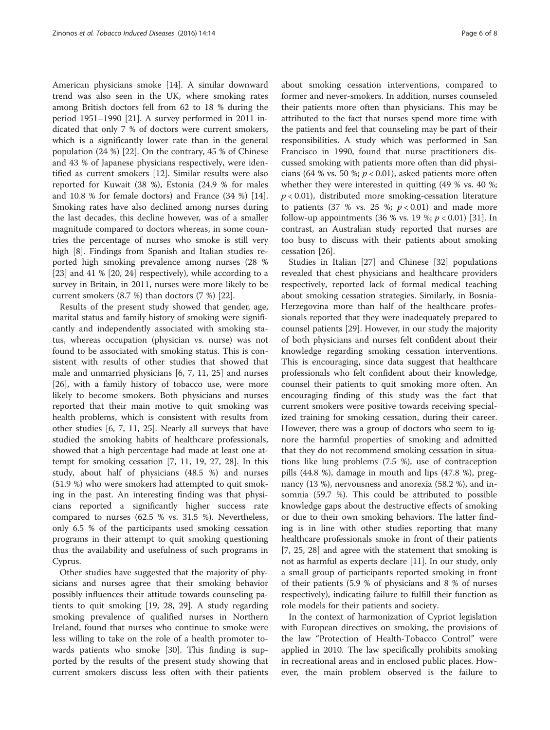American physicians smoke [14]. A similar downward trend was also seen in the UK, where smoking rates among British doctors fell from 62 to 18 % during the period 1951–1990 [21]. A survey performed in 2011 indicated that only 7 % of doctors were current smokers, which is a significantly lower rate than in the general population (24 %) [22]. On the contrary, 45 % of Chinese and 43 % of Japanese physicians respectively, were identified as current smokers [12]. Similar results were also reported for Kuwait (38 %), Estonia (24.9 % for males and 10.8 % for female doctors) and France (34 %) [14]. Smoking rates have also declined among nurses during the last decades, this decline however, was of a smaller magnitude compared to doctors whereas, in some countries the percentage of nurses who smoke is still very high [8]. Findings from Spanish and Italian studies reported high smoking prevalence among nurses (28 % [23] and 41 % [20, 24] respectively), while according to a survey in Britain, in 2011, nurses were more likely to be current smokers (8.7 %) than doctors (7 %) [22].

Results of the present study showed that gender, age, marital status and family history of smoking were significantly and independently associated with smoking status, whereas occupation (physician vs. nurse) was not found to be associated with smoking status. This is consistent with results of other studies that showed that male and unmarried physicians [6, 7, 11, 25] and nurses [26], with a family history of tobacco use, were more likely to become smokers. Both physicians and nurses reported that their main motive to quit smoking was health problems, which is consistent with results from other studies [6, 7, 11, 25]. Nearly all surveys that have studied the smoking habits of healthcare professionals, showed that a high percentage had made at least one attempt for smoking cessation [7, 11, 19, 27, 28]. In this study, about half of physicians (48.5 %) and nurses (51.9 %) who were smokers had attempted to quit smoking in the past. An interesting finding was that physicians reported a significantly higher success rate compared to nurses (62.5 % vs. 31.5 %). Nevertheless, only 6.5 % of the participants used smoking cessation programs in their attempt to quit smoking questioning thus the availability and usefulness of such programs in Cyprus.

Other studies have suggested that the majority of physicians and nurses agree that their smoking behavior possibly influences their attitude towards counseling patients to quit smoking [19, 28, 29]. A study regarding smoking prevalence of qualified nurses in Northern Ireland, found that nurses who continue to smoke were less willing to take on the role of a health promoter towards patients who smoke [30]. This finding is supported by the results of the present study showing that current smokers discuss less often with their patients about smoking cessation interventions, compared to former and never-smokers. In addition, nurses counseled their patients more often than physicians. This may be attributed to the fact that nurses spend more time with the patients and feel that counseling may be part of their responsibilities. A study which was performed in San Francisco in 1990, found that nurse practitioners discussed smoking with patients more often than did physicians (64 % vs. 50 %; $p < 0.01$), asked patients more often whether they were interested in quitting (49 % vs. 40 %; $p < 0.01$), distributed more smoking-cessation literature to patients (37 % vs. 25 %; $p < 0.01$) and made more follow-up appointments (36 % vs. 19 %; $p < 0.01$) [31]. In contrast, an Australian study reported that nurses are too busy to discuss with their patients about smoking cessation [26].

Studies in Italian [27] and Chinese [32] populations revealed that chest physicians and healthcare providers respectively, reported lack of formal medical teaching about smoking cessation strategies. Similarly, in Bosnia-Herzegovina more than half of the healthcare professionals reported that they were inadequately prepared to counsel patients [29]. However, in our study the majority of both physicians and nurses felt confident about their knowledge regarding smoking cessation interventions. This is encouraging, since data suggest that healthcare professionals who felt confident about their knowledge, counsel their patients to quit smoking more often. An encouraging finding of this study was the fact that current smokers were positive towards receiving specialized training for smoking cessation, during their career. However, there was a group of doctors who seem to ignore the harmful properties of smoking and admitted that they do not recommend smoking cessation in situations like lung problems (7.5 %), use of contraception pills (44.8 %), damage in mouth and lips (47.8 %), pregnancy (13 %), nervousness and anorexia (58.2 %), and insomnia (59.7 %). This could be attributed to possible knowledge gaps about the destructive effects of smoking or due to their own smoking behaviors. The latter finding is in line with other studies reporting that many healthcare professionals smoke in front of their patients [7, 25, 28] and agree with the statement that smoking is not as harmful as experts declare [11]. In our study, only a small group of participants reported smoking in front of their patients (5.9 % of physicians and 8 % of nurses respectively), indicating failure to fulfill their function as role models for their patients and society.

In the context of harmonization of Cypriot legislation with European directives on smoking, the provisions of the law "Protection of Health-Tobacco Control" were applied in 2010. The law specifically prohibits smoking in recreational areas and in enclosed public places. However, the main problem observed is the failure to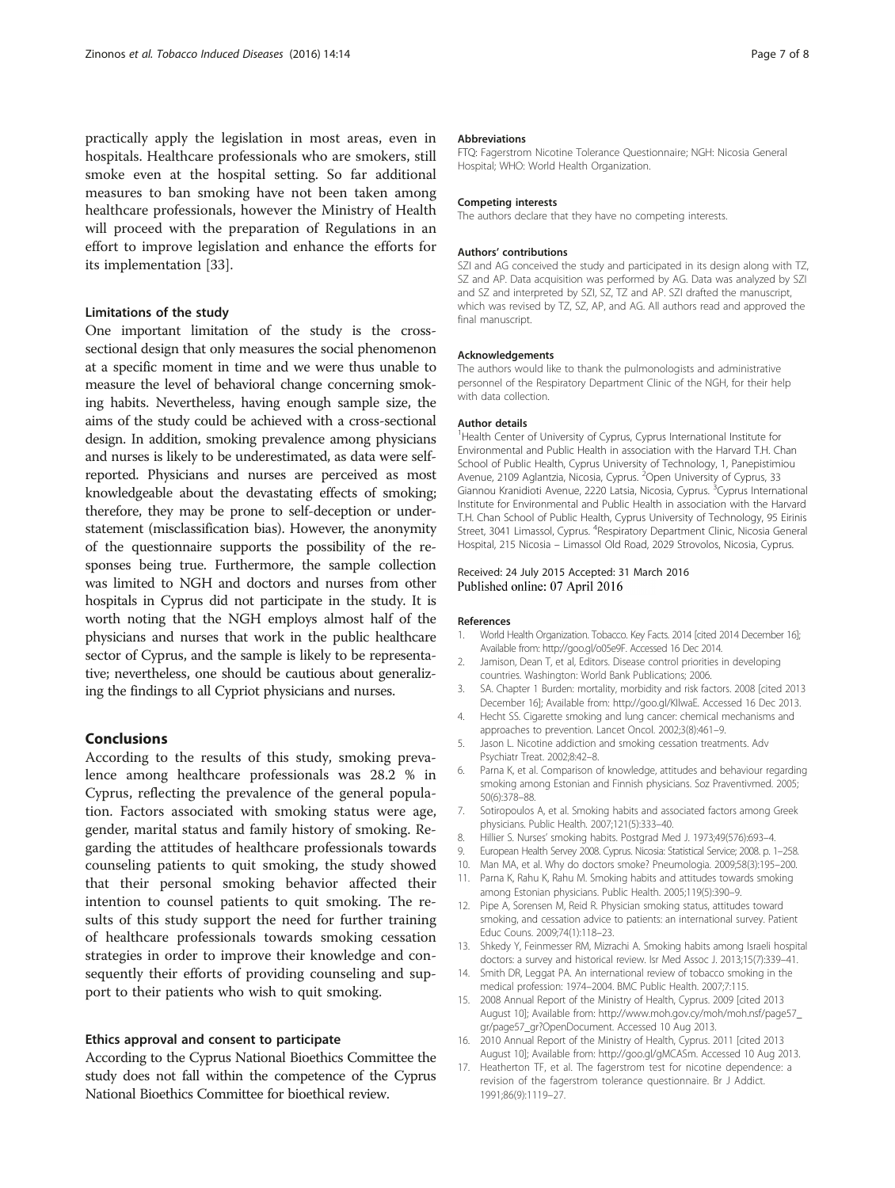practically apply the legislation in most areas, even in hospitals. Healthcare professionals who are smokers, still smoke even at the hospital setting. So far additional measures to ban smoking have not been taken among healthcare professionals, however the Ministry of Health will proceed with the preparation of Regulations in an effort to improve legislation and enhance the efforts for its implementation [33].

### Limitations of the study

One important limitation of the study is the cross-sectional design that only measures the social phenomenon at a specific moment in time and we were thus unable to measure the level of behavioral change concerning smoking habits. Nevertheless, having enough sample size, the aims of the study could be achieved with a cross-sectional design. In addition, smoking prevalence among physicians and nurses is likely to be underestimated, as data were self-reported. Physicians and nurses are perceived as most knowledgeable about the devastating effects of smoking; therefore, they may be prone to self-deception or understatement (misclassification bias). However, the anonymity of the questionnaire supports the possibility of the responses being true. Furthermore, the sample collection was limited to NGH and doctors and nurses from other hospitals in Cyprus did not participate in the study. It is worth noting that the NGH employs almost half of the physicians and nurses that work in the public healthcare sector of Cyprus, and the sample is likely to be representative; nevertheless, one should be cautious about generalizing the findings to all Cypriot physicians and nurses.

## Conclusions

According to the results of this study, smoking prevalence among healthcare professionals was 28.2 % in Cyprus, reflecting the prevalence of the general population. Factors associated with smoking status were age, gender, marital status and family history of smoking. Regarding the attitudes of healthcare professionals towards counseling patients to quit smoking, the study showed that their personal smoking behavior affected their intention to counsel patients to quit smoking. The results of this study support the need for further training of healthcare professionals towards smoking cessation strategies in order to improve their knowledge and consequently their efforts of providing counseling and support to their patients who wish to quit smoking.

### Ethics approval and consent to participate

According to the Cyprus National Bioethics Committee the study does not fall within the competence of the Cyprus National Bioethics Committee for bioethical review.

#### Abbreviations

FTQ: Fagerstrom Nicotine Tolerance Questionnaire; NGH: Nicosia General Hospital; WHO: World Health Organization.

#### Competing interests

The authors declare that they have no competing interests.

#### Authors' contributions

SZI and AG conceived the study and participated in its design along with TZ, SZ and AP. Data acquisition was performed by AG. Data was analyzed by SZI and SZ and interpreted by SZI, SZ, TZ and AP. SZI drafted the manuscript, which was revised by TZ, SZ, AP, and AG. All authors read and approved the final manuscript.

#### Acknowledgements

The authors would like to thank the pulmonologists and administrative personnel of the Respiratory Department Clinic of the NGH, for their help with data collection.

#### Author details

[1]Health Center of University of Cyprus, Cyprus International Institute for Environmental and Public Health in association with the Harvard T.H. Chan School of Public Health, Cyprus University of Technology, 1, Panepistimiou Avenue, 2109 Aglantzia, Nicosia, Cyprus. [2]Open University of Cyprus, 33 Giannou Kranidioti Avenue, 2220 Latsia, Nicosia, Cyprus. [3]Cyprus International Institute for Environmental and Public Health in association with the Harvard T.H. Chan School of Public Health, Cyprus University of Technology, 95 Eirinis Street, 3041 Limassol, Cyprus. [4]Respiratory Department Clinic, Nicosia General Hospital, 215 Nicosia – Limassol Old Road, 2029 Strovolos, Nicosia, Cyprus.

Received: 24 July 2015 Accepted: 31 March 2016
Published online: 07 April 2016

#### References

1. World Health Organization. Tobacco. Key Facts. 2014 [cited 2014 December 16]; Available from: http://goo.gl/o05e9F. Accessed 16 Dec 2014.
2. Jamison, Dean T, et al, Editors. Disease control priorities in developing countries. Washington: World Bank Publications; 2006.
3. SA. Chapter 1 Burden: mortality, morbidity and risk factors. 2008 [cited 2013 December 16]; Available from: http://goo.gl/KlIwaE. Accessed 16 Dec 2013.
4. Hecht SS. Cigarette smoking and lung cancer: chemical mechanisms and approaches to prevention. Lancet Oncol. 2002;3(8):461–9.
5. Jason L. Nicotine addiction and smoking cessation treatments. Adv Psychiatr Treat. 2002;8:42–8.
6. Parna K, et al. Comparison of knowledge, attitudes and behaviour regarding smoking among Estonian and Finnish physicians. Soz Praventivmed. 2005; 50(6):378–88.
7. Sotiropoulos A, et al. Smoking habits and associated factors among Greek physicians. Public Health. 2007;121(5):333–40.
8. Hillier S. Nurses' smoking habits. Postgrad Med J. 1973;49(576):693–4.
9. European Health Servey 2008. Cyprus. Nicosia: Statistical Service; 2008. p. 1–258.
10. Man MA, et al. Why do doctors smoke? Pneumologia. 2009;58(3):195–200.
11. Parna K, Rahu K, Rahu M. Smoking habits and attitudes towards smoking among Estonian physicians. Public Health. 2005;119(5):390–9.
12. Pipe A, Sorensen M, Reid R. Physician smoking status, attitudes toward smoking, and cessation advice to patients: an international survey. Patient Educ Couns. 2009;74(1):118–23.
13. Shkedy Y, Feinmesser RM, Mizrachi A. Smoking habits among Israeli hospital doctors: a survey and historical review. Isr Med Assoc J. 2013;15(7):339–41.
14. Smith DR, Leggat PA. An international review of tobacco smoking in the medical profession: 1974–2004. BMC Public Health. 2007;7:115.
15. 2008 Annual Report of the Ministry of Health, Cyprus. 2009 [cited 2013 August 10]; Available from: http://www.moh.gov.cy/moh/moh.nsf/page57_gr/page57_gr?OpenDocument. Accessed 10 Aug 2013.
16. 2010 Annual Report of the Ministry of Health, Cyprus. 2011 [cited 2013 August 10]; Available from: http://goo.gl/gMCASm. Accessed 10 Aug 2013.
17. Heatherton TF, et al. The fagerstrom test for nicotine dependence: a revision of the fagerstrom tolerance questionnaire. Br J Addict. 1991;86(9):1119–27.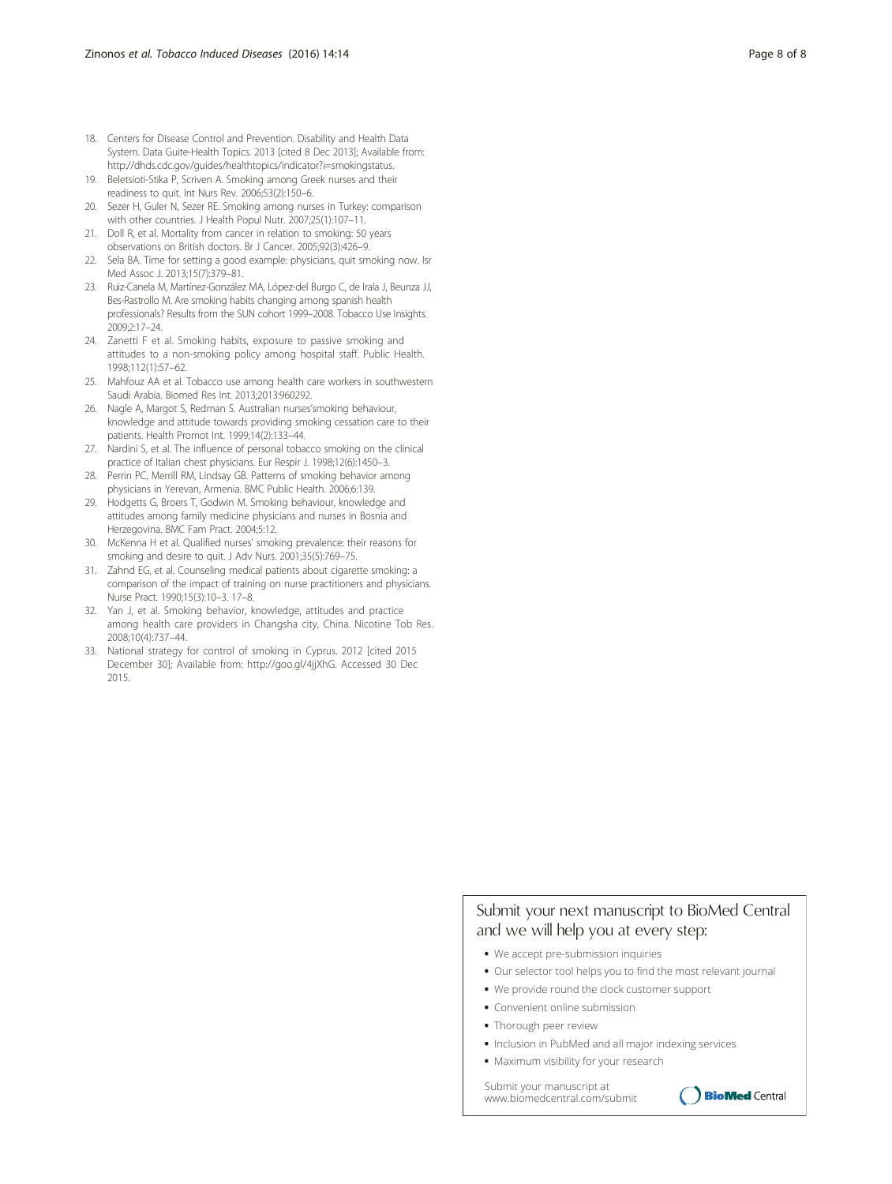18. Centers for Disease Control and Prevention. Disability and Health Data System. Data Guite-Health Topics. 2013 [cited 8 Dec 2013]; Available from: http://dhds.cdc.gov/guides/healthtopics/indicator?i=smokingstatus.
19. Beletsioti-Stika P, Scriven A. Smoking among Greek nurses and their readiness to quit. Int Nurs Rev. 2006;53(2):150–6.
20. Sezer H, Guler N, Sezer RE. Smoking among nurses in Turkey: comparison with other countries. J Health Popul Nutr. 2007;25(1):107–11.
21. Doll R, et al. Mortality from cancer in relation to smoking: 50 years observations on British doctors. Br J Cancer. 2005;92(3):426–9.
22. Sela BA. Time for setting a good example: physicians, quit smoking now. Isr Med Assoc J. 2013;15(7):379–81.
23. Ruiz-Canela M, Martínez-González MA, López-del Burgo C, de Irala J, Beunza JJ, Bes-Rastrollo M. Are smoking habits changing among spanish health professionals? Results from the SUN cohort 1999–2008. Tobacco Use Insights. 2009;2:17–24.
24. Zanetti F et al. Smoking habits, exposure to passive smoking and attitudes to a non-smoking policy among hospital staff. Public Health. 1998;112(1):57–62.
25. Mahfouz AA et al. Tobacco use among health care workers in southwestern Saudi Arabia. Biomed Res Int. 2013;2013:960292.
26. Nagle A, Margot S, Redman S. Australian nurses'smoking behaviour, knowledge and attitude towards providing smoking cessation care to their patients. Health Promot Int. 1999;14(2):133–44.
27. Nardini S, et al. The influence of personal tobacco smoking on the clinical practice of Italian chest physicians. Eur Respir J. 1998;12(6):1450–3.
28. Perrin PC, Merrill RM, Lindsay GB. Patterns of smoking behavior among physicians in Yerevan, Armenia. BMC Public Health. 2006;6:139.
29. Hodgetts G, Broers T, Godwin M. Smoking behaviour, knowledge and attitudes among family medicine physicians and nurses in Bosnia and Herzegovina. BMC Fam Pract. 2004;5:12.
30. McKenna H et al. Qualified nurses' smoking prevalence: their reasons for smoking and desire to quit. J Adv Nurs. 2001;35(5):769–75.
31. Zahnd EG, et al. Counseling medical patients about cigarette smoking: a comparison of the impact of training on nurse practitioners and physicians. Nurse Pract. 1990;15(3):10–3. 17–8.
32. Yan J, et al. Smoking behavior, knowledge, attitudes and practice among health care providers in Changsha city, China. Nicotine Tob Res. 2008;10(4):737–44.
33. National strategy for control of smoking in Cyprus. 2012 [cited 2015 December 30]; Available from: http://goo.gl/4jjXhG. Accessed 30 Dec 2015.

Submit your next manuscript to BioMed Central and we will help you at every step:

- We accept pre-submission inquiries
- Our selector tool helps you to find the most relevant journal
- We provide round the clock customer support
- Convenient online submission
- Thorough peer review
- Inclusion in PubMed and all major indexing services
- Maximum visibility for your research

Submit your manuscript at www.biomedcentral.com/submit

BioMed Central